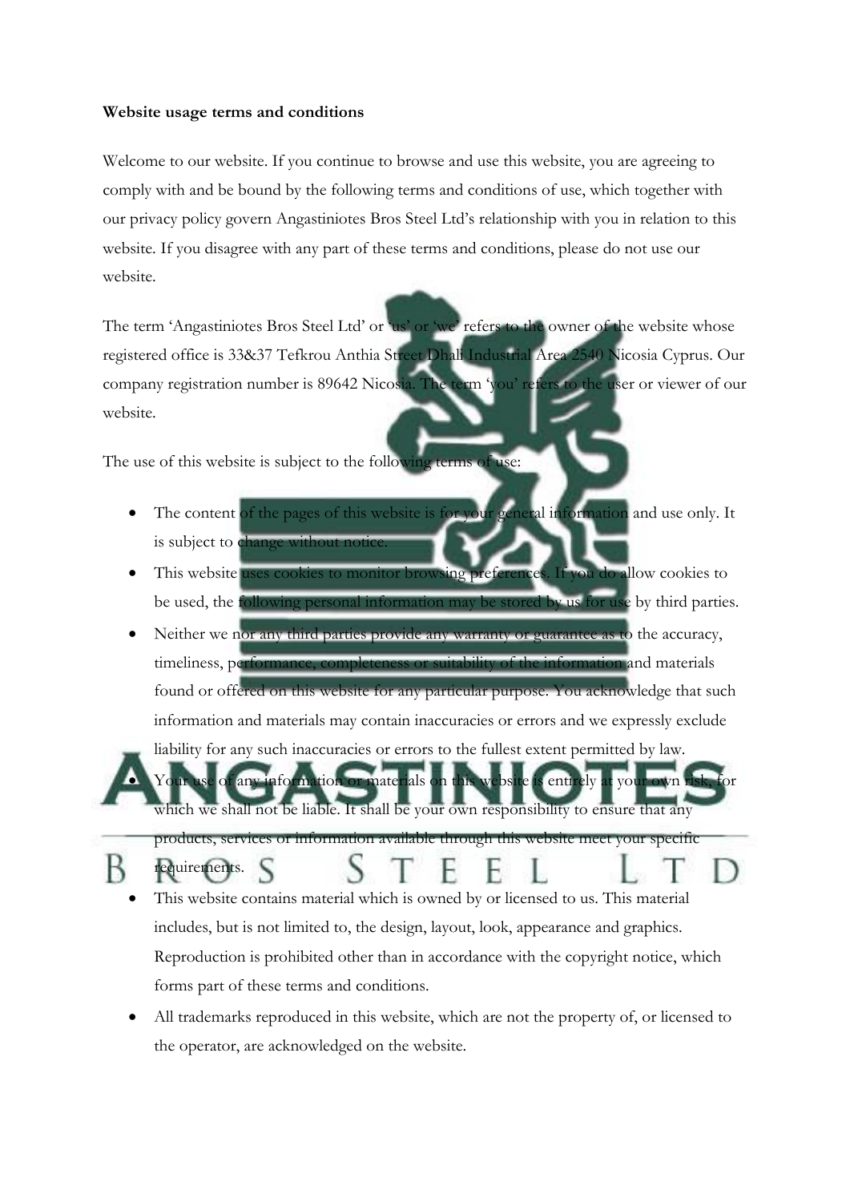**Website usage terms and conditions**

Welcome to our website. If you continue to browse and use this website, you are agreeing to comply with and be bound by the following terms and conditions of use, which together with our privacy policy govern Angastiniotes Bros Steel Ltd's relationship with you in relation to this website. If you disagree with any part of these terms and conditions, please do not use our website.

The term 'Angastiniotes Bros Steel Ltd' or 'us' or 'we' refers to the owner of the website whose registered office is 33&37 Tefkrou Anthia Street Dhali Industrial Area 2540 Nicosia Cyprus. Our company registration number is 89642 Nicosia. The term 'you' refers to the user or viewer of our website.

The use of this website is subject to the following terms of use:

- The content of the pages of this website is for your general information and use only. It is subject to change without notice.
- This website uses cookies to monitor browsing preferences. If you do allow cookies to be used, the following personal information may be stored by us for use by third parties.
- Neither we nor any third parties provide any warranty or guarantee as to the accuracy, timeliness, performance, completeness or suitability of the information and materials found or offered on this website for any particular purpose. You acknowledge that such information and materials may contain inaccuracies or errors and we expressly exclude liability for any such inaccuracies or errors to the fullest extent permitted by law.
- Your use of any information or materials on this website is entirely at your own risk, for which we shall not be liable. It shall be your own responsibility to ensure that any products, services or information available through this website meet your specific requirements.
- This website contains material which is owned by or licensed to us. This material includes, but is not limited to, the design, layout, look, appearance and graphics. Reproduction is prohibited other than in accordance with the copyright notice, which forms part of these terms and conditions.
- All trademarks reproduced in this website, which are not the property of, or licensed to the operator, are acknowledged on the website.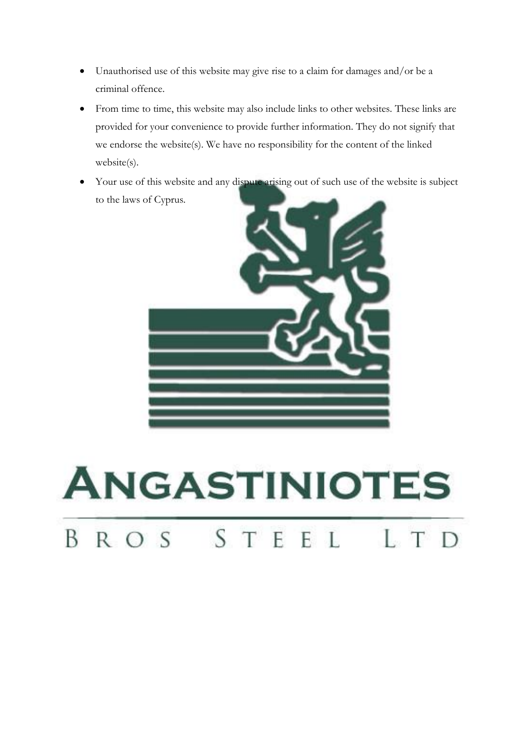- Unauthorised use of this website may give rise to a claim for damages and/or be a criminal offence.
- From time to time, this website may also include links to other websites. These links are provided for your convenience to provide further information. They do not signify that we endorse the website(s). We have no responsibility for the content of the linked website(s).
- Your use of this website and any dispute arising out of such use of the website is subject to the laws of Cyprus.

ANGASTINIOTES

BROS STEEL LTD